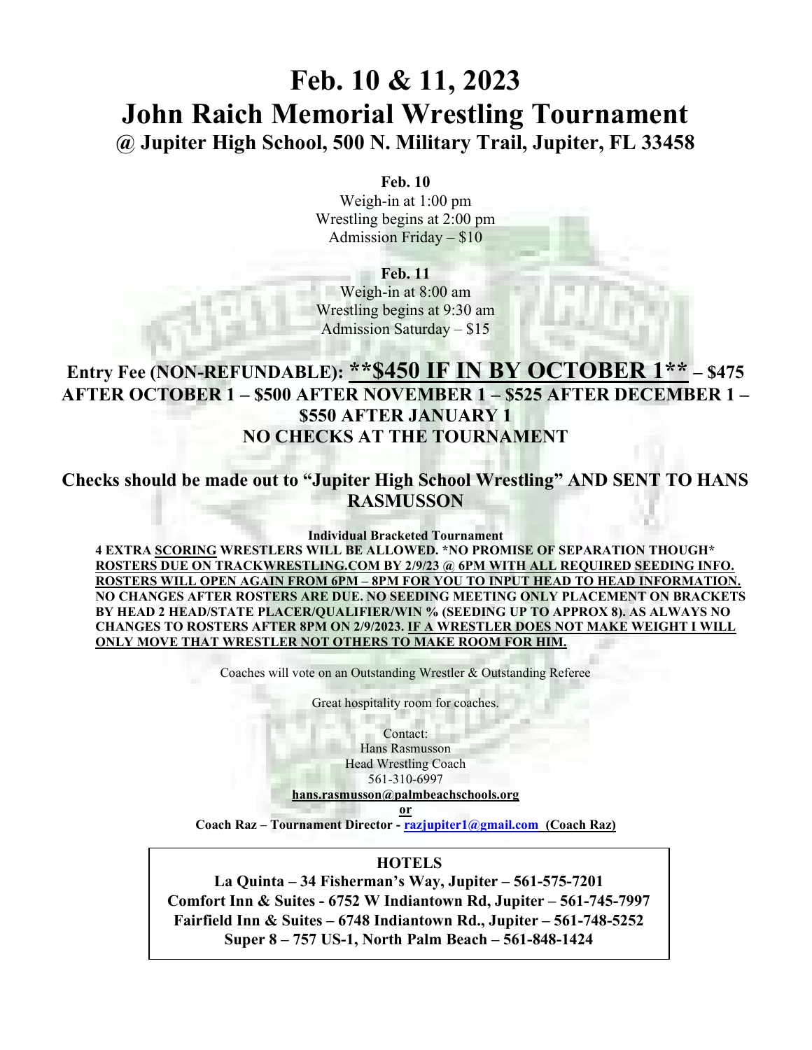# Feb. 10 & 11, 2023
# John Raich Memorial Wrestling Tournament
## @ Jupiter High School, 500 N. Military Trail, Jupiter, FL 33458

**Feb. 10**
Weigh-in at 1:00 pm
Wrestling begins at 2:00 pm
Admission Friday – $10

**Feb. 11**
Weigh-in at 8:00 am
Wrestling begins at 9:30 am
Admission Saturday – $15

**Entry Fee (NON-REFUNDABLE): <u>\*\*$450 IF IN BY OCTOBER 1\*\*</u> – $475 AFTER OCTOBER 1 – $500 AFTER NOVEMBER 1 – $525 AFTER DECEMBER 1 – $550 AFTER JANUARY 1**
**NO CHECKS AT THE TOURNAMENT**

**Checks should be made out to "Jupiter High School Wrestling" AND SENT TO HANS RASMUSSON**

**Individual Bracketed Tournament**
**4 EXTRA <u>SCORING</u> WRESTLERS WILL BE ALLOWED. \*NO PROMISE OF SEPARATION THOUGH\***
**<u>ROSTERS DUE ON TRACKWRESTLING.COM BY 2/9/23 @ 6PM WITH ALL REQUIRED SEEDING INFO. ROSTERS WILL OPEN AGAIN FROM 6PM – 8PM FOR YOU TO INPUT HEAD TO HEAD INFORMATION.</u> NO CHANGES AFTER ROSTERS ARE DUE. NO SEEDING MEETING ONLY PLACEMENT ON BRACKETS BY HEAD 2 HEAD/STATE PLACER/QUALIFIER/WIN % (SEEDING UP TO APPROX 8). AS ALWAYS NO CHANGES TO ROSTERS AFTER 8PM ON 2/9/2023. <u>IF A WRESTLER DOES NOT MAKE WEIGHT I WILL ONLY MOVE THAT WRESTLER NOT OTHERS TO MAKE ROOM FOR HIM.</u>**

Coaches will vote on an Outstanding Wrestler & Outstanding Referee

Great hospitality room for coaches.

Contact:
Hans Rasmusson
Head Wrestling Coach
561-310-6997
**<u>hans.rasmusson@palmbeachschools.org</u>**
**<u>or</u>**
**Coach Raz – Tournament Director - <u>razjupiter1@gmail.com</u> <u>(Coach Raz)</u>**

**HOTELS**
**La Quinta – 34 Fisherman's Way, Jupiter – 561-575-7201**
**Comfort Inn & Suites - 6752 W Indiantown Rd, Jupiter – 561-745-7997**
**Fairfield Inn & Suites – 6748 Indiantown Rd., Jupiter – 561-748-5252**
**Super 8 – 757 US-1, North Palm Beach – 561-848-1424**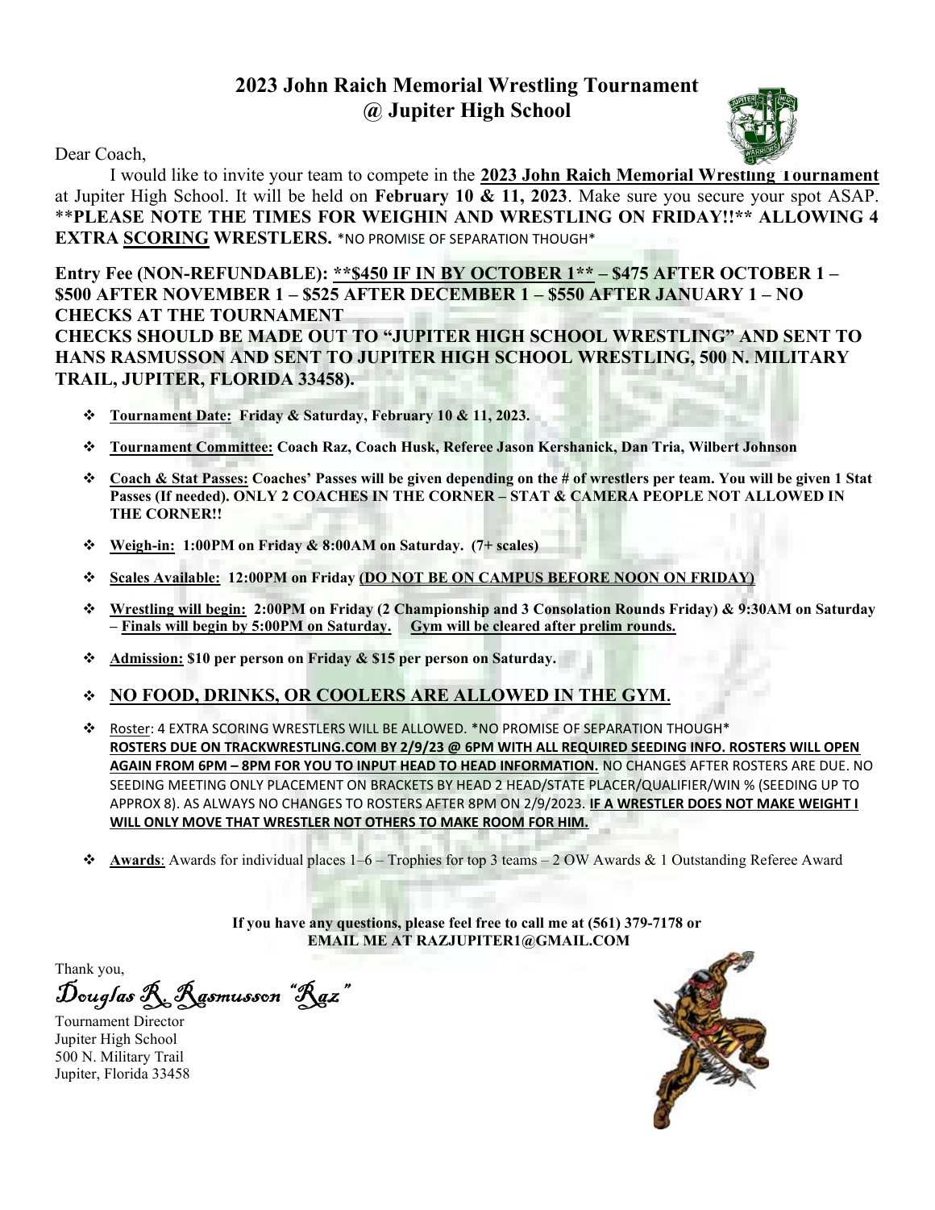# 2023 John Raich Memorial Wrestling Tournament
# @ Jupiter High School

Dear Coach,

I would like to invite your team to compete in the **2023 John Raich Memorial Wrestling Tournament** at Jupiter High School. It will be held on **February 10 & 11, 2023**. Make sure you secure your spot ASAP. **PLEASE NOTE THE TIMES FOR WEIGHIN AND WRESTLING ON FRIDAY!!** **ALLOWING 4 EXTRA SCORING WRESTLERS.** *NO PROMISE OF SEPARATION THOUGH*

**Entry Fee (NON-REFUNDABLE): **$450 IF IN BY OCTOBER 1** – $475 AFTER OCTOBER 1 – $500 AFTER NOVEMBER 1 – $525 AFTER DECEMBER 1 – $550 AFTER JANUARY 1 – NO CHECKS AT THE TOURNAMENT**

**CHECKS SHOULD BE MADE OUT TO "JUPITER HIGH SCHOOL WRESTLING" AND SENT TO HANS RASMUSSON AND SENT TO JUPITER HIGH SCHOOL WRESTLING, 500 N. MILITARY TRAIL, JUPITER, FLORIDA 33458).**

- **Tournament Date: Friday & Saturday, February 10 & 11, 2023.**
- **Tournament Committee: Coach Raz, Coach Husk, Referee Jason Kershanick, Dan Tria, Wilbert Johnson**
- **Coach & Stat Passes: Coaches' Passes will be given depending on the # of wrestlers per team. You will be given 1 Stat Passes (If needed). ONLY 2 COACHES IN THE CORNER – STAT & CAMERA PEOPLE NOT ALLOWED IN THE CORNER!!**
- **Weigh-in: 1:00PM on Friday & 8:00AM on Saturday. (7+ scales)**
- **Scales Available: 12:00PM on Friday (DO NOT BE ON CAMPUS BEFORE NOON ON FRIDAY)**
- **Wrestling will begin: 2:00PM on Friday (2 Championship and 3 Consolation Rounds Friday) & 9:30AM on Saturday – Finals will begin by 5:00PM on Saturday. Gym will be cleared after prelim rounds.**
- **Admission: $10 per person on Friday & $15 per person on Saturday.**
- **NO FOOD, DRINKS, OR COOLERS ARE ALLOWED IN THE GYM.**
- Roster: 4 EXTRA SCORING WRESTLERS WILL BE ALLOWED. *NO PROMISE OF SEPARATION THOUGH* **ROSTERS DUE ON TRACKWRESTLING.COM BY 2/9/23 @ 6PM WITH ALL REQUIRED SEEDING INFO. ROSTERS WILL OPEN AGAIN FROM 6PM – 8PM FOR YOU TO INPUT HEAD TO HEAD INFORMATION.** NO CHANGES AFTER ROSTERS ARE DUE. NO SEEDING MEETING ONLY PLACEMENT ON BRACKETS BY HEAD 2 HEAD/STATE PLACER/QUALIFIER/WIN % (SEEDING UP TO APPROX 8). AS ALWAYS NO CHANGES TO ROSTERS AFTER 8PM ON 2/9/2023. **IF A WRESTLER DOES NOT MAKE WEIGHT I WILL ONLY MOVE THAT WRESTLER NOT OTHERS TO MAKE ROOM FOR HIM.**
- **Awards**: Awards for individual places 1–6 – Trophies for top 3 teams – 2 OW Awards & 1 Outstanding Referee Award

**If you have any questions, please feel free to call me at (561) 379-7178 or EMAIL ME AT RAZJUPITER1@GMAIL.COM**

Thank you,

*Douglas R. Rasmusson "Raz"*

Tournament Director
Jupiter High School
500 N. Military Trail
Jupiter, Florida 33458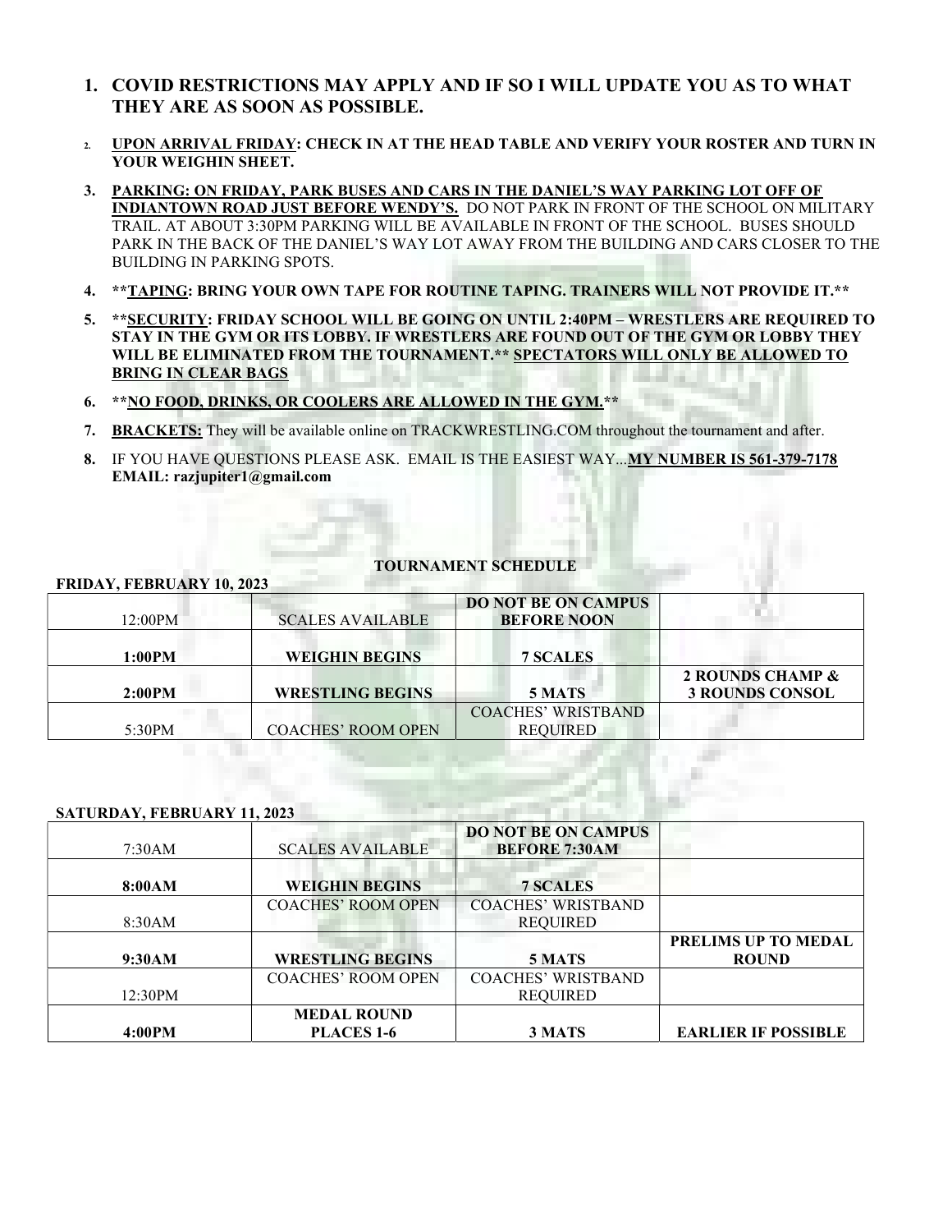1. **COVID RESTRICTIONS MAY APPLY AND IF SO I WILL UPDATE YOU AS TO WHAT THEY ARE AS SOON AS POSSIBLE.**
2. **UPON ARRIVAL FRIDAY: CHECK IN AT THE HEAD TABLE AND VERIFY YOUR ROSTER AND TURN IN YOUR WEIGHIN SHEET.**
3. **PARKING: ON FRIDAY, PARK BUSES AND CARS IN THE DANIEL'S WAY PARKING LOT OFF OF INDIANTOWN ROAD JUST BEFORE WENDY'S.** DO NOT PARK IN FRONT OF THE SCHOOL ON MILITARY TRAIL. AT ABOUT 3:30PM PARKING WILL BE AVAILABLE IN FRONT OF THE SCHOOL. BUSES SHOULD PARK IN THE BACK OF THE DANIEL'S WAY LOT AWAY FROM THE BUILDING AND CARS CLOSER TO THE BUILDING IN PARKING SPOTS.
4. **\*\*TAPING: BRING YOUR OWN TAPE FOR ROUTINE TAPING. TRAINERS WILL NOT PROVIDE IT.\*\***
5. **\*\*SECURITY: FRIDAY SCHOOL WILL BE GOING ON UNTIL 2:40PM – WRESTLERS ARE REQUIRED TO STAY IN THE GYM OR ITS LOBBY. IF WRESTLERS ARE FOUND OUT OF THE GYM OR LOBBY THEY WILL BE ELIMINATED FROM THE TOURNAMENT.\*\* SPECTATORS WILL ONLY BE ALLOWED TO BRING IN CLEAR BAGS**
6. **\*\*NO FOOD, DRINKS, OR COOLERS ARE ALLOWED IN THE GYM.\*\***
7. **BRACKETS:** They will be available online on TRACKWRESTLING.COM throughout the tournament and after.
8. IF YOU HAVE QUESTIONS PLEASE ASK. EMAIL IS THE EASIEST WAY...**MY NUMBER IS 561-379-7178 EMAIL: razjupiter1@gmail.com**

## TOURNAMENT SCHEDULE

**FRIDAY, FEBRUARY 10, 2023**

| | | | |
|---|---|---|---|
| 12:00PM | SCALES AVAILABLE | **DO NOT BE ON CAMPUS BEFORE NOON** | |
| **1:00PM** | **WEIGHIN BEGINS** | **7 SCALES** | |
| **2:00PM** | **WRESTLING BEGINS** | **5 MATS** | **2 ROUNDS CHAMP & 3 ROUNDS CONSOL** |
| 5:30PM | COACHES' ROOM OPEN | COACHES' WRISTBAND REQUIRED | |

**SATURDAY, FEBRUARY 11, 2023**

| | | | |
|---|---|---|---|
| 7:30AM | SCALES AVAILABLE | **DO NOT BE ON CAMPUS BEFORE 7:30AM** | |
| **8:00AM** | **WEIGHIN BEGINS** | **7 SCALES** | |
| 8:30AM | COACHES' ROOM OPEN | COACHES' WRISTBAND REQUIRED | |
| **9:30AM** | **WRESTLING BEGINS** | **5 MATS** | **PRELIMS UP TO MEDAL ROUND** |
| 12:30PM | COACHES' ROOM OPEN | COACHES' WRISTBAND REQUIRED | |
| **4:00PM** | **MEDAL ROUND PLACES 1-6** | **3 MATS** | **EARLIER IF POSSIBLE** |